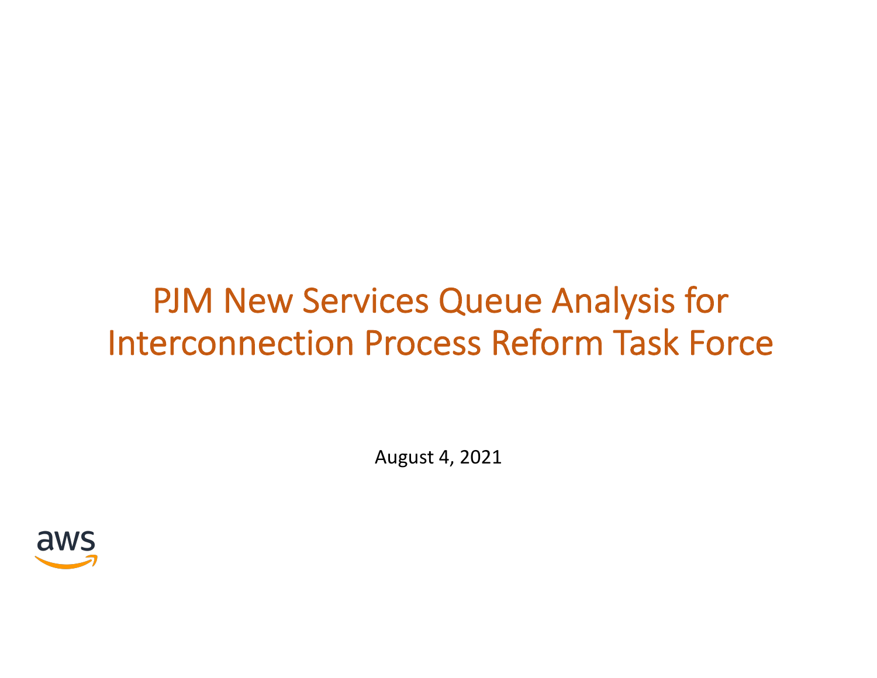# PJM New Services Queue Analysis for Interconnection Process Reform Task Force

August 4, 2021

aws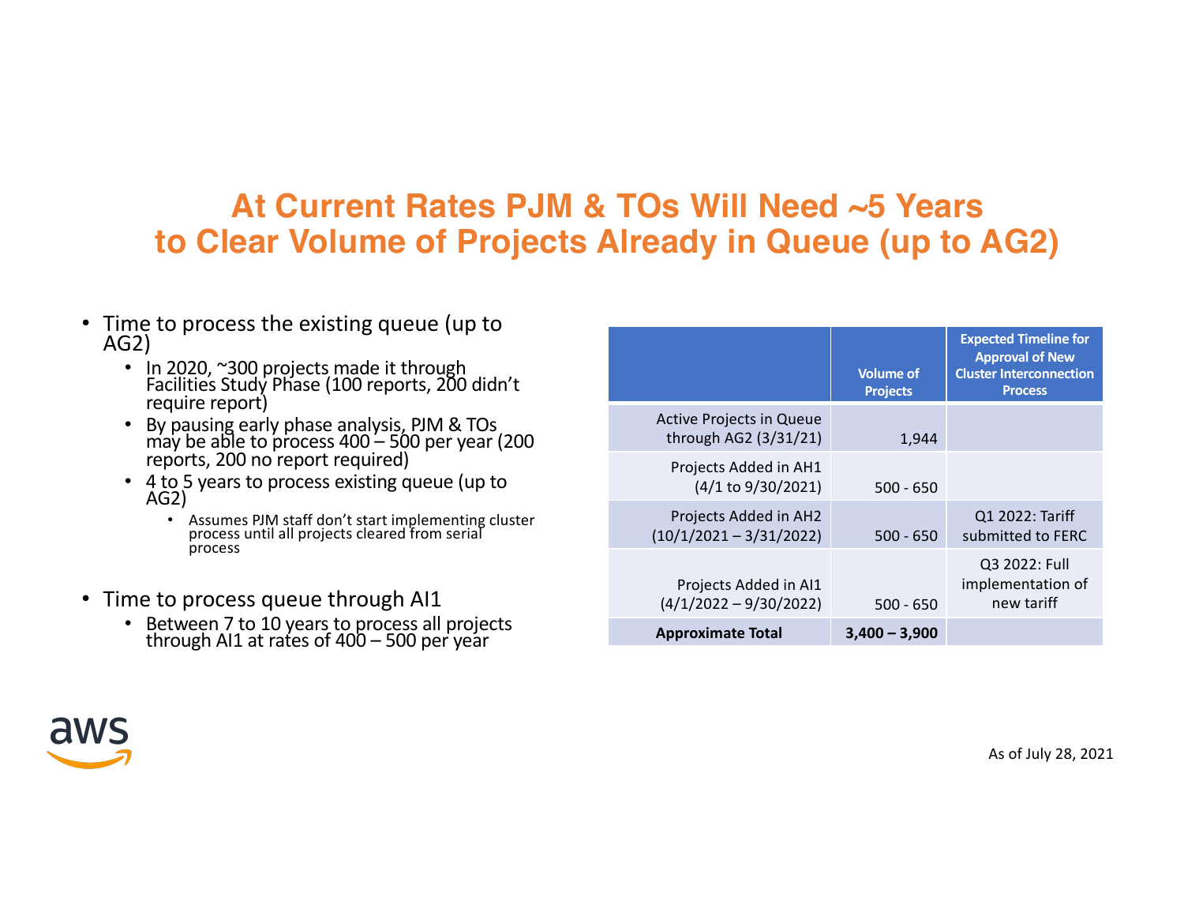# At Current Rates PJM & TOs Will Need ~5 Years to Clear Volume of Projects Already in Queue (up to AG2)

- Time to process the existing queue (up to AG2)
  - In 2020, ~300 projects made it through Facilities Study Phase (100 reports, 200 didn't require report)
  - By pausing early phase analysis, PJM & TOs may be able to process 400 – 500 per year (200 reports, 200 no report required)
  - 4 to 5 years to process existing queue (up to AG2)
    - Assumes PJM staff don't start implementing cluster process until all projects cleared from serial process
- Time to process queue through AI1
  - Between 7 to 10 years to process all projects through AI1 at rates of 400 – 500 per year

| | Volume of Projects | Expected Timeline for Approval of New Cluster Interconnection Process |
|---|---|---|
| Active Projects in Queue through AG2 (3/31/21) | 1,944 | |
| Projects Added in AH1 (4/1 to 9/30/2021) | 500 - 650 | |
| Projects Added in AH2 (10/1/2021 – 3/31/2022) | 500 - 650 | Q1 2022: Tariff submitted to FERC |
| Projects Added in AI1 (4/1/2022 – 9/30/2022) | 500 - 650 | Q3 2022: Full implementation of new tariff |
| **Approximate Total** | **3,400 – 3,900** | |

As of July 28, 2021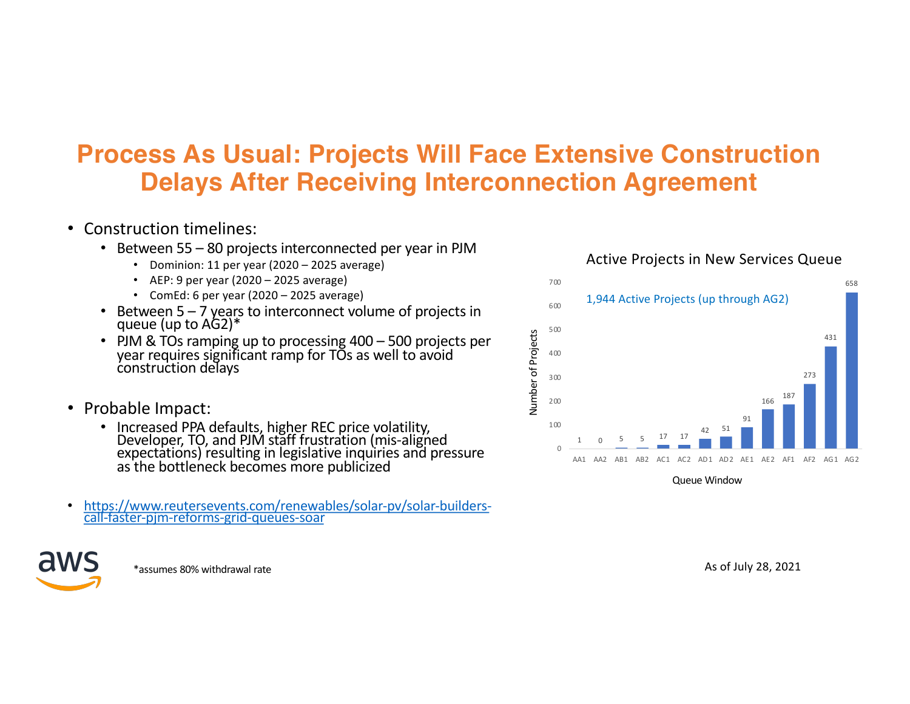# Process As Usual: Projects Will Face Extensive Construction Delays After Receiving Interconnection Agreement

- Construction timelines:
  - Between 55 – 80 projects interconnected per year in PJM
    - Dominion: 11 per year (2020 – 2025 average)
    - AEP: 9 per year (2020 – 2025 average)
    - ComEd: 6 per year (2020 – 2025 average)
  - Between 5 – 7 years to interconnect volume of projects in queue (up to AG2)*
  - PJM & TOs ramping up to processing 400 – 500 projects per year requires significant ramp for TOs as well to avoid construction delays

- Probable Impact:
  - Increased PPA defaults, higher REC price volatility, Developer, TO, and PJM staff frustration (mis-aligned expectations) resulting in legislative inquiries and pressure as the bottleneck becomes more publicized

- https://www.reutersevents.com/renewables/solar-pv/solar-builders-call-faster-pjm-reforms-grid-queues-soar

**Active Projects in New Services Queue**

1,944 Active Projects (up through AG2)

| Queue Window | Number of Projects |
|---|---|
| AA1 | 1 |
| AA2 | 0 |
| AB1 | 5 |
| AB2 | 5 |
| AC1 | 17 |
| AC2 | 17 |
| AD1 | 42 |
| AD2 | 51 |
| AE1 | 91 |
| AE2 | 166 |
| AF1 | 187 |
| AF2 | 273 |
| AG1 | 431 |
| AG2 | 658 |

*assumes 80% withdrawal rate

As of July 28, 2021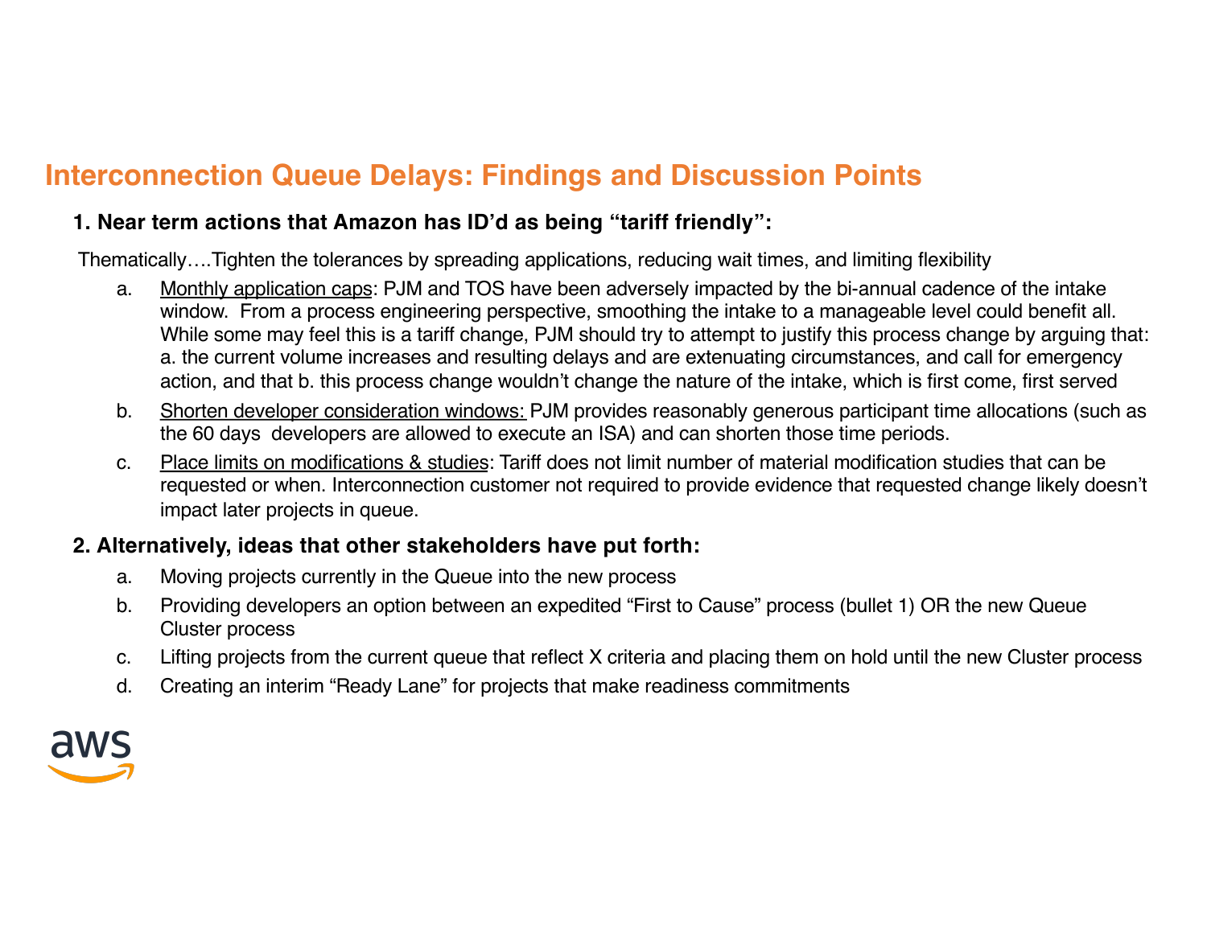# Interconnection Queue Delays: Findings and Discussion Points

**1. Near term actions that Amazon has ID'd as being "tariff friendly":**

Thematically….Tighten the tolerances by spreading applications, reducing wait times, and limiting flexibility

a. Monthly application caps: PJM and TOS have been adversely impacted by the bi-annual cadence of the intake window. From a process engineering perspective, smoothing the intake to a manageable level could benefit all. While some may feel this is a tariff change, PJM should try to attempt to justify this process change by arguing that: a. the current volume increases and resulting delays and are extenuating circumstances, and call for emergency action, and that b. this process change wouldn't change the nature of the intake, which is first come, first served

b. Shorten developer consideration windows: PJM provides reasonably generous participant time allocations (such as the 60 days developers are allowed to execute an ISA) and can shorten those time periods.

c. Place limits on modifications & studies: Tariff does not limit number of material modification studies that can be requested or when. Interconnection customer not required to provide evidence that requested change likely doesn't impact later projects in queue.

**2. Alternatively, ideas that other stakeholders have put forth:**

a. Moving projects currently in the Queue into the new process

b. Providing developers an option between an expedited "First to Cause" process (bullet 1) OR the new Queue Cluster process

c. Lifting projects from the current queue that reflect X criteria and placing them on hold until the new Cluster process

d. Creating an interim "Ready Lane" for projects that make readiness commitments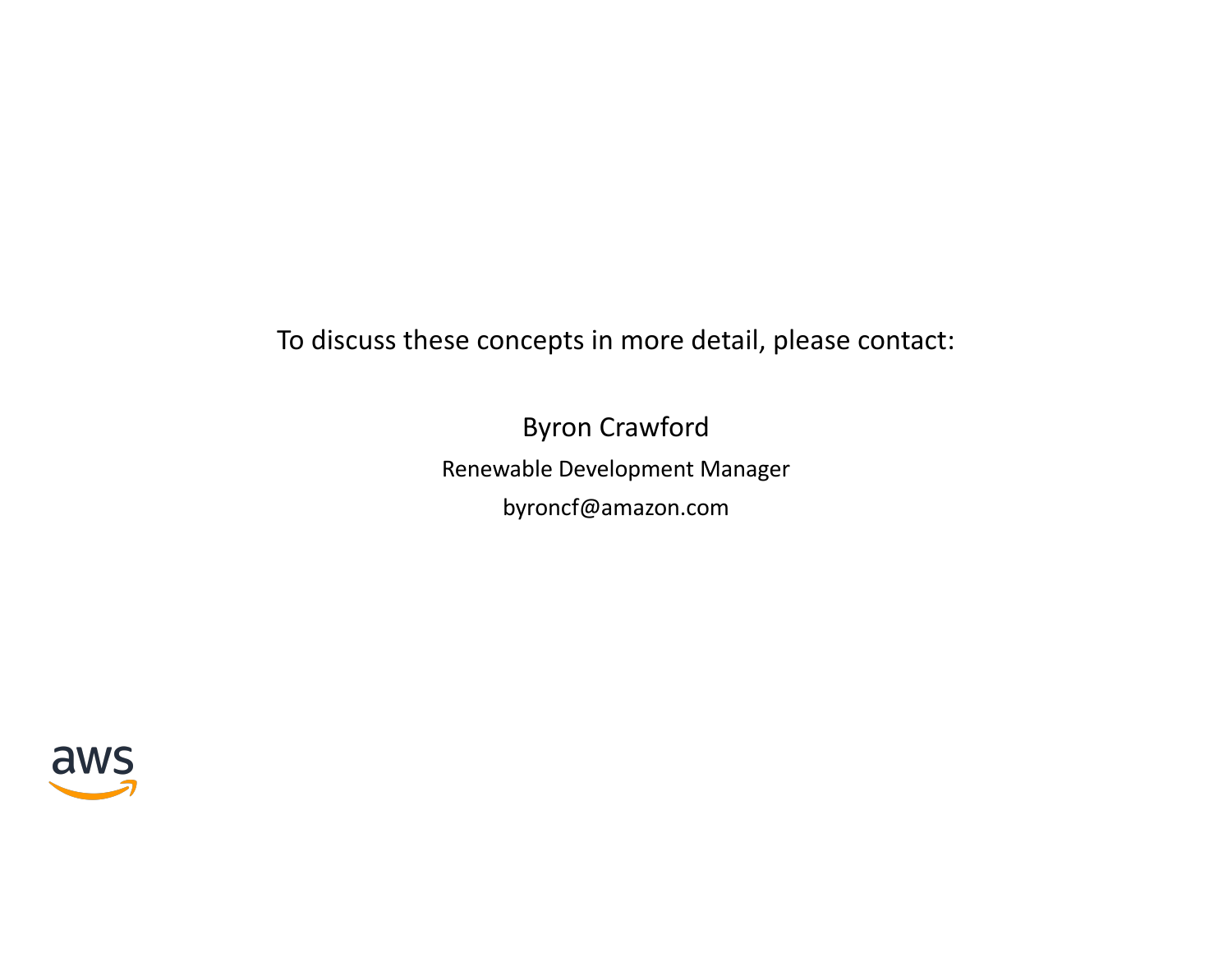To discuss these concepts in more detail, please contact:

Byron Crawford

Renewable Development Manager

byroncf@amazon.com